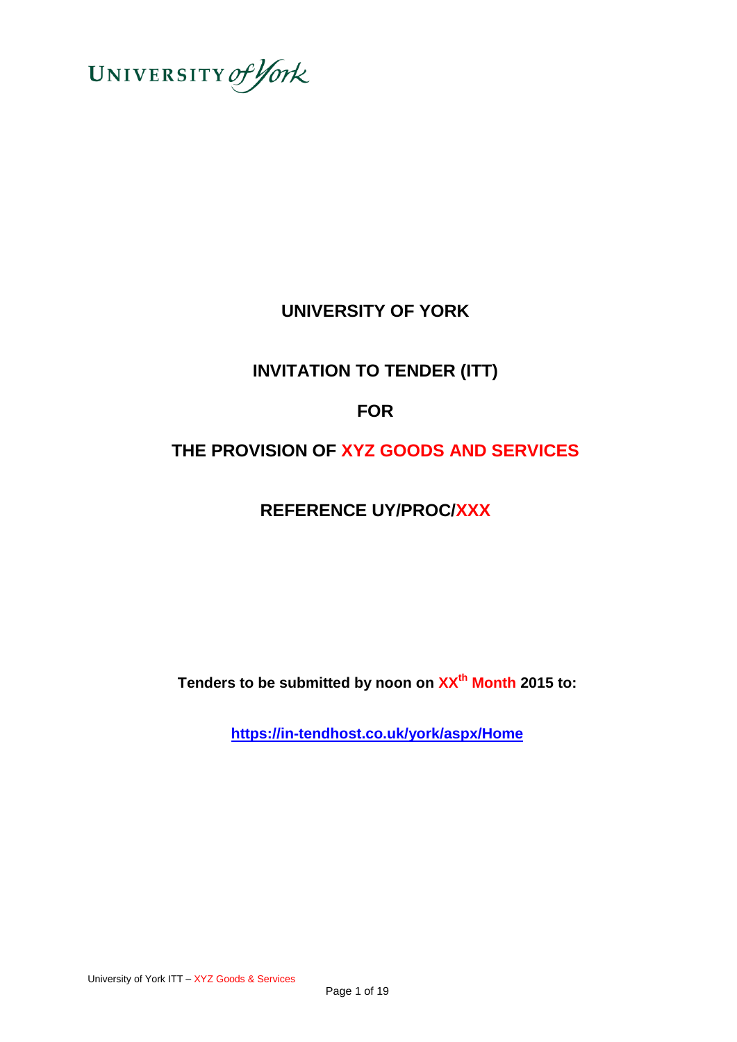UNIVERSITY of York

# UNIVERSITY OF YORK

## INVITATION TO TENDER (ITT)

## FOR

## THE PROVISION OF XYZ GOODS AND SERVICES

## REFERENCE UY/PROC/XXX

**Tenders to be submitted by noon on XXth Month 2015 to:**

**https://in-tendhost.co.uk/york/aspx/Home**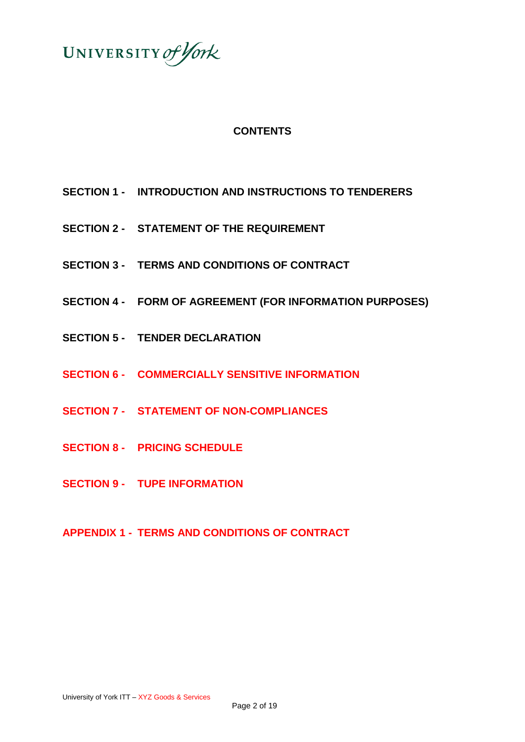UNIVERSITY of York

## CONTENTS

**SECTION 1 - INTRODUCTION AND INSTRUCTIONS TO TENDERERS**

**SECTION 2 - STATEMENT OF THE REQUIREMENT**

**SECTION 3 - TERMS AND CONDITIONS OF CONTRACT**

**SECTION 4 - FORM OF AGREEMENT (FOR INFORMATION PURPOSES)**

**SECTION 5 - TENDER DECLARATION**

**SECTION 6 - COMMERCIALLY SENSITIVE INFORMATION**

**SECTION 7 - STATEMENT OF NON-COMPLIANCES**

**SECTION 8 - PRICING SCHEDULE**

**SECTION 9 - TUPE INFORMATION**

**APPENDIX 1 - TERMS AND CONDITIONS OF CONTRACT**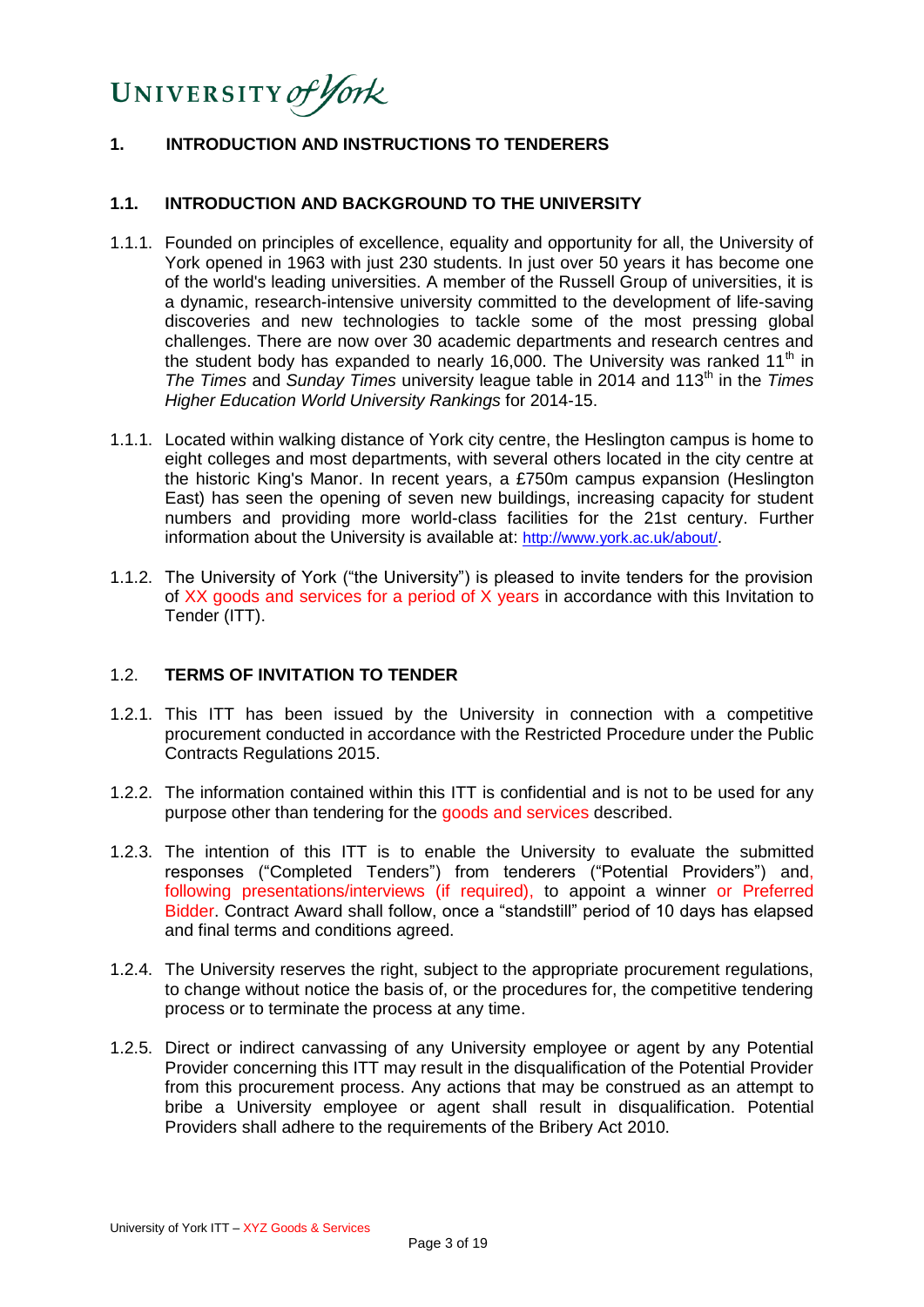UNIVERSITY *of York*

## 1. INTRODUCTION AND INSTRUCTIONS TO TENDERERS

### 1.1. INTRODUCTION AND BACKGROUND TO THE UNIVERSITY

1.1.1. Founded on principles of excellence, equality and opportunity for all, the University of York opened in 1963 with just 230 students. In just over 50 years it has become one of the world's leading universities. A member of the Russell Group of universities, it is a dynamic, research-intensive university committed to the development of life-saving discoveries and new technologies to tackle some of the most pressing global challenges. There are now over 30 academic departments and research centres and the student body has expanded to nearly 16,000. The University was ranked 11th in *The Times* and *Sunday Times* university league table in 2014 and 113th in the *Times Higher Education World University Rankings* for 2014-15.

1.1.1. Located within walking distance of York city centre, the Heslington campus is home to eight colleges and most departments, with several others located in the city centre at the historic King's Manor. In recent years, a £750m campus expansion (Heslington East) has seen the opening of seven new buildings, increasing capacity for student numbers and providing more world-class facilities for the 21st century. Further information about the University is available at: http://www.york.ac.uk/about/.

1.1.2. The University of York ("the University") is pleased to invite tenders for the provision of XX goods and services for a period of X years in accordance with this Invitation to Tender (ITT).

### 1.2. TERMS OF INVITATION TO TENDER

1.2.1. This ITT has been issued by the University in connection with a competitive procurement conducted in accordance with the Restricted Procedure under the Public Contracts Regulations 2015.

1.2.2. The information contained within this ITT is confidential and is not to be used for any purpose other than tendering for the goods and services described.

1.2.3. The intention of this ITT is to enable the University to evaluate the submitted responses ("Completed Tenders") from tenderers ("Potential Providers") and, following presentations/interviews (if required), to appoint a winner or Preferred Bidder. Contract Award shall follow, once a "standstill" period of 10 days has elapsed and final terms and conditions agreed.

1.2.4. The University reserves the right, subject to the appropriate procurement regulations, to change without notice the basis of, or the procedures for, the competitive tendering process or to terminate the process at any time.

1.2.5. Direct or indirect canvassing of any University employee or agent by any Potential Provider concerning this ITT may result in the disqualification of the Potential Provider from this procurement process. Any actions that may be construed as an attempt to bribe a University employee or agent shall result in disqualification. Potential Providers shall adhere to the requirements of the Bribery Act 2010.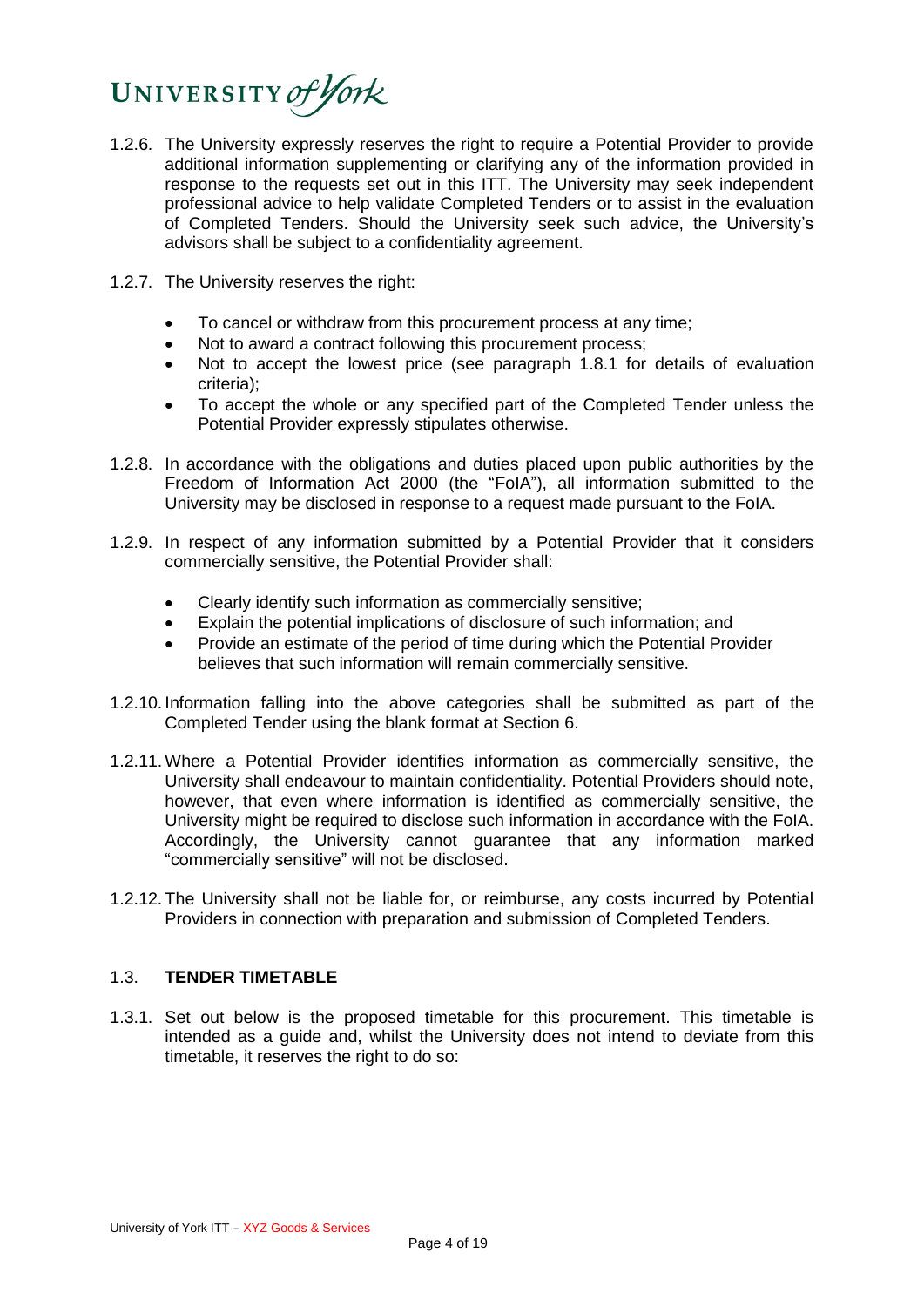1.2.6. The University expressly reserves the right to require a Potential Provider to provide additional information supplementing or clarifying any of the information provided in response to the requests set out in this ITT. The University may seek independent professional advice to help validate Completed Tenders or to assist in the evaluation of Completed Tenders. Should the University seek such advice, the University's advisors shall be subject to a confidentiality agreement.

1.2.7. The University reserves the right:

- To cancel or withdraw from this procurement process at any time;
- Not to award a contract following this procurement process;
- Not to accept the lowest price (see paragraph 1.8.1 for details of evaluation criteria);
- To accept the whole or any specified part of the Completed Tender unless the Potential Provider expressly stipulates otherwise.

1.2.8. In accordance with the obligations and duties placed upon public authorities by the Freedom of Information Act 2000 (the "FoIA"), all information submitted to the University may be disclosed in response to a request made pursuant to the FoIA.

1.2.9. In respect of any information submitted by a Potential Provider that it considers commercially sensitive, the Potential Provider shall:

- Clearly identify such information as commercially sensitive;
- Explain the potential implications of disclosure of such information; and
- Provide an estimate of the period of time during which the Potential Provider believes that such information will remain commercially sensitive.

1.2.10. Information falling into the above categories shall be submitted as part of the Completed Tender using the blank format at Section 6.

1.2.11. Where a Potential Provider identifies information as commercially sensitive, the University shall endeavour to maintain confidentiality. Potential Providers should note, however, that even where information is identified as commercially sensitive, the University might be required to disclose such information in accordance with the FoIA. Accordingly, the University cannot guarantee that any information marked "commercially sensitive" will not be disclosed.

1.2.12. The University shall not be liable for, or reimburse, any costs incurred by Potential Providers in connection with preparation and submission of Completed Tenders.

## 1.3. TENDER TIMETABLE

1.3.1. Set out below is the proposed timetable for this procurement. This timetable is intended as a guide and, whilst the University does not intend to deviate from this timetable, it reserves the right to do so: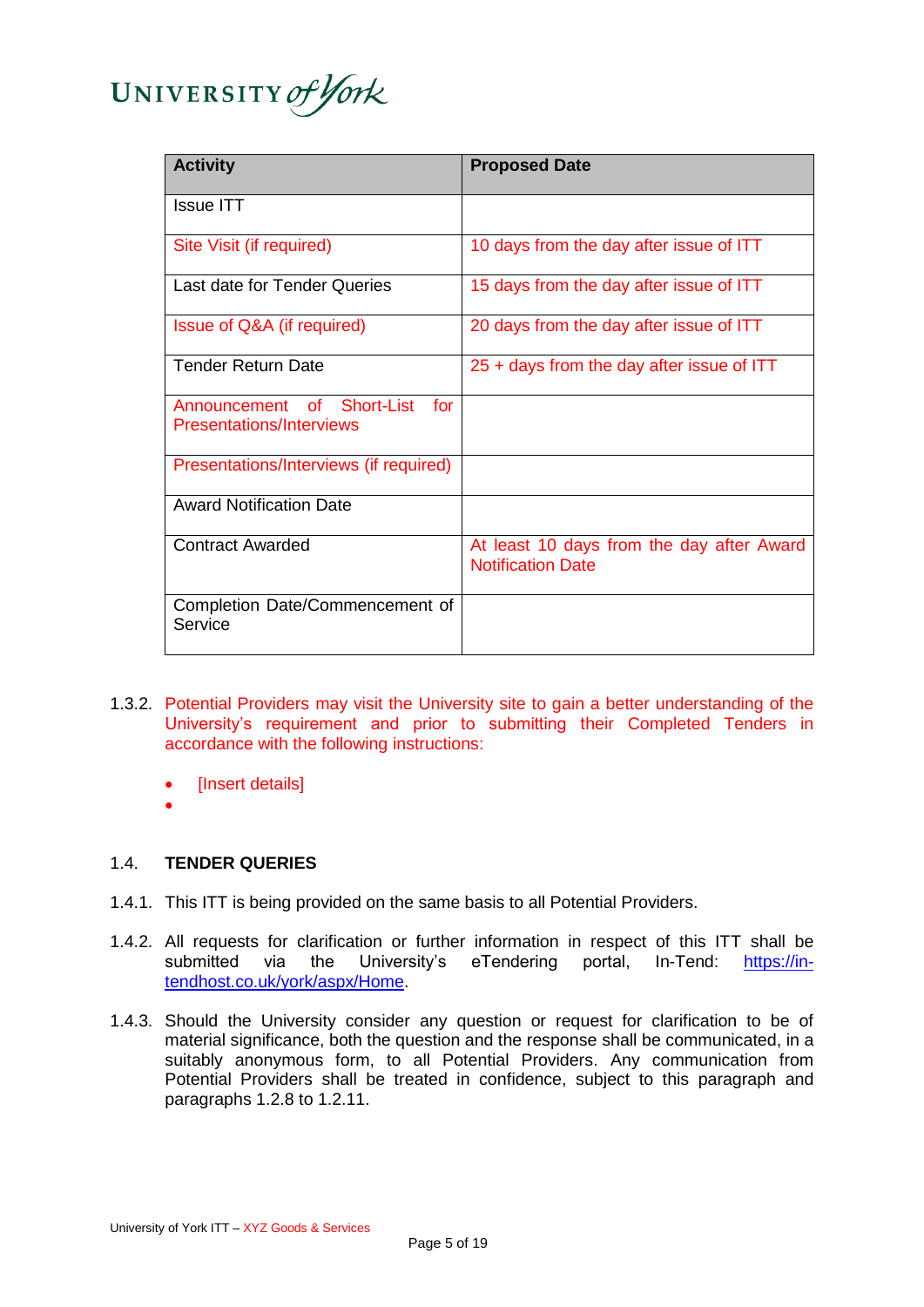| Activity | Proposed Date |
|---|---|
| Issue ITT | |
| Site Visit (if required) | 10 days from the day after issue of ITT |
| Last date for Tender Queries | 15 days from the day after issue of ITT |
| Issue of Q&A (if required) | 20 days from the day after issue of ITT |
| Tender Return Date | 25 + days from the day after issue of ITT |
| Announcement of Short-List for Presentations/Interviews | |
| Presentations/Interviews (if required) | |
| Award Notification Date | |
| Contract Awarded | At least 10 days from the day after Award Notification Date |
| Completion Date/Commencement of Service | |

1.3.2. Potential Providers may visit the University site to gain a better understanding of the University's requirement and prior to submitting their Completed Tenders in accordance with the following instructions:

- [Insert details]
- 

### 1.4. TENDER QUERIES

1.4.1. This ITT is being provided on the same basis to all Potential Providers.

1.4.2. All requests for clarification or further information in respect of this ITT shall be submitted via the University's eTendering portal, In-Tend: https://in-tendhost.co.uk/york/aspx/Home.

1.4.3. Should the University consider any question or request for clarification to be of material significance, both the question and the response shall be communicated, in a suitably anonymous form, to all Potential Providers. Any communication from Potential Providers shall be treated in confidence, subject to this paragraph and paragraphs 1.2.8 to 1.2.11.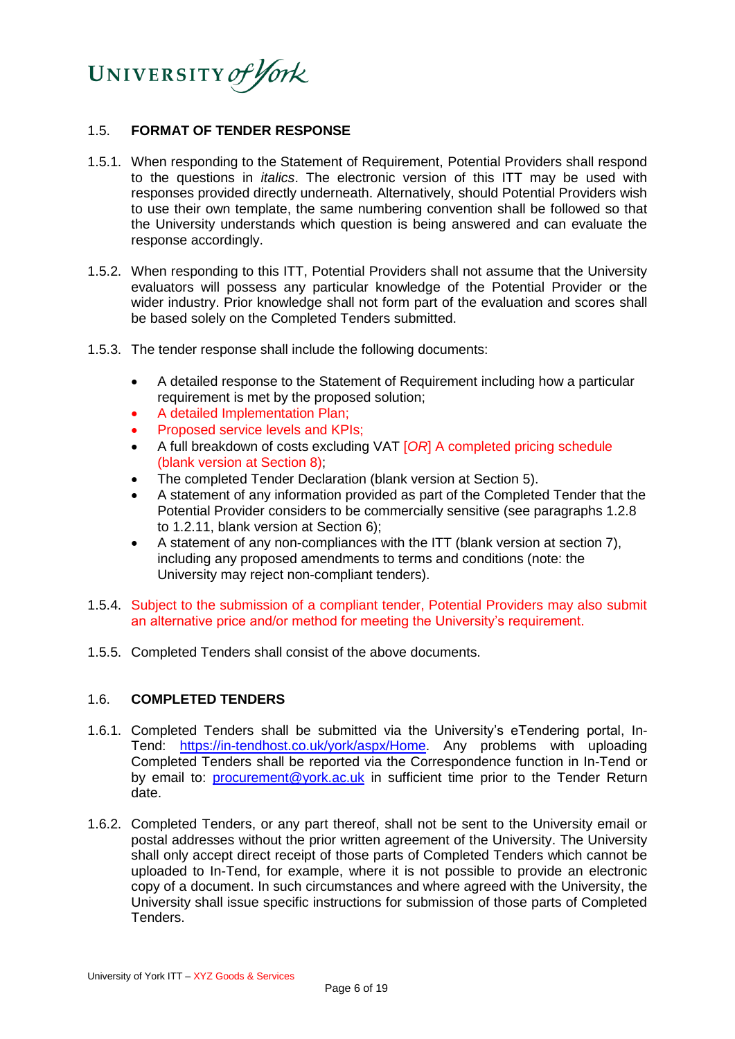## 1.5. FORMAT OF TENDER RESPONSE

1.5.1. When responding to the Statement of Requirement, Potential Providers shall respond to the questions in *italics*. The electronic version of this ITT may be used with responses provided directly underneath. Alternatively, should Potential Providers wish to use their own template, the same numbering convention shall be followed so that the University understands which question is being answered and can evaluate the response accordingly.

1.5.2. When responding to this ITT, Potential Providers shall not assume that the University evaluators will possess any particular knowledge of the Potential Provider or the wider industry. Prior knowledge shall not form part of the evaluation and scores shall be based solely on the Completed Tenders submitted.

1.5.3. The tender response shall include the following documents:

- A detailed response to the Statement of Requirement including how a particular requirement is met by the proposed solution;
- A detailed Implementation Plan;
- Proposed service levels and KPIs;
- A full breakdown of costs excluding VAT [*OR*] A completed pricing schedule (blank version at Section 8);
- The completed Tender Declaration (blank version at Section 5).
- A statement of any information provided as part of the Completed Tender that the Potential Provider considers to be commercially sensitive (see paragraphs 1.2.8 to 1.2.11, blank version at Section 6);
- A statement of any non-compliances with the ITT (blank version at section 7), including any proposed amendments to terms and conditions (note: the University may reject non-compliant tenders).

1.5.4. Subject to the submission of a compliant tender, Potential Providers may also submit an alternative price and/or method for meeting the University's requirement.

1.5.5. Completed Tenders shall consist of the above documents.

## 1.6. COMPLETED TENDERS

1.6.1. Completed Tenders shall be submitted via the University's eTendering portal, In-Tend: [https://in-tendhost.co.uk/york/aspx/Home](https://in-tendhost.co.uk/york/aspx/Home). Any problems with uploading Completed Tenders shall be reported via the Correspondence function in In-Tend or by email to: [procurement@york.ac.uk](mailto:procurement@york.ac.uk) in sufficient time prior to the Tender Return date.

1.6.2. Completed Tenders, or any part thereof, shall not be sent to the University email or postal addresses without the prior written agreement of the University. The University shall only accept direct receipt of those parts of Completed Tenders which cannot be uploaded to In-Tend, for example, where it is not possible to provide an electronic copy of a document. In such circumstances and where agreed with the University, the University shall issue specific instructions for submission of those parts of Completed Tenders.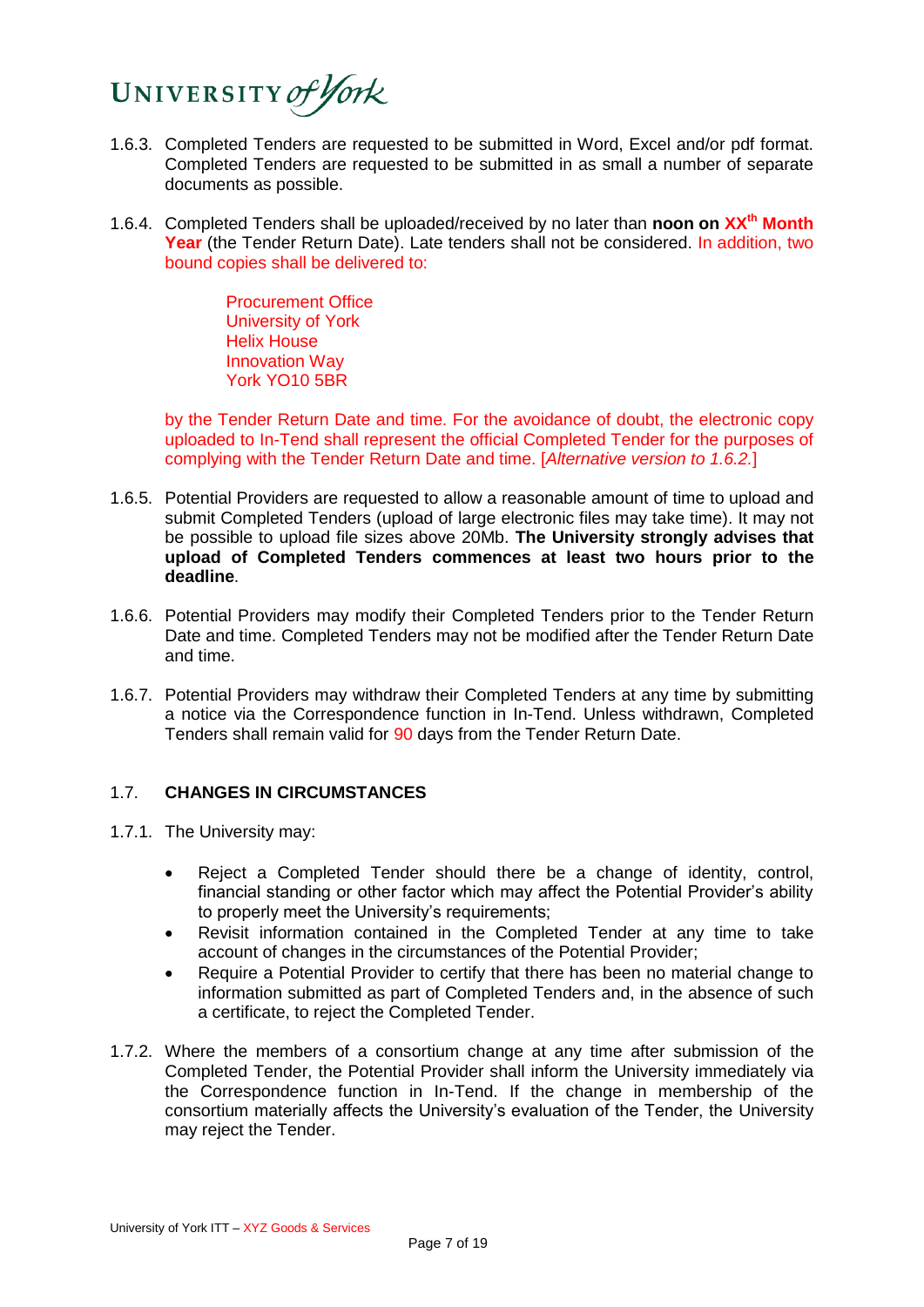1.6.3. Completed Tenders are requested to be submitted in Word, Excel and/or pdf format. Completed Tenders are requested to be submitted in as small a number of separate documents as possible.

1.6.4. Completed Tenders shall be uploaded/received by no later than **noon on XX$^{th}$ Month Year** (the Tender Return Date). Late tenders shall not be considered. In addition, two bound copies shall be delivered to:

Procurement Office
University of York
Helix House
Innovation Way
York YO10 5BR

by the Tender Return Date and time. For the avoidance of doubt, the electronic copy uploaded to In-Tend shall represent the official Completed Tender for the purposes of complying with the Tender Return Date and time. [*Alternative version to 1.6.2.*]

1.6.5. Potential Providers are requested to allow a reasonable amount of time to upload and submit Completed Tenders (upload of large electronic files may take time). It may not be possible to upload file sizes above 20Mb. **The University strongly advises that upload of Completed Tenders commences at least two hours prior to the deadline**.

1.6.6. Potential Providers may modify their Completed Tenders prior to the Tender Return Date and time. Completed Tenders may not be modified after the Tender Return Date and time.

1.6.7. Potential Providers may withdraw their Completed Tenders at any time by submitting a notice via the Correspondence function in In-Tend. Unless withdrawn, Completed Tenders shall remain valid for 90 days from the Tender Return Date.

## 1.7. CHANGES IN CIRCUMSTANCES

1.7.1. The University may:

- Reject a Completed Tender should there be a change of identity, control, financial standing or other factor which may affect the Potential Provider's ability to properly meet the University's requirements;
- Revisit information contained in the Completed Tender at any time to take account of changes in the circumstances of the Potential Provider;
- Require a Potential Provider to certify that there has been no material change to information submitted as part of Completed Tenders and, in the absence of such a certificate, to reject the Completed Tender.

1.7.2. Where the members of a consortium change at any time after submission of the Completed Tender, the Potential Provider shall inform the University immediately via the Correspondence function in In-Tend. If the change in membership of the consortium materially affects the University's evaluation of the Tender, the University may reject the Tender.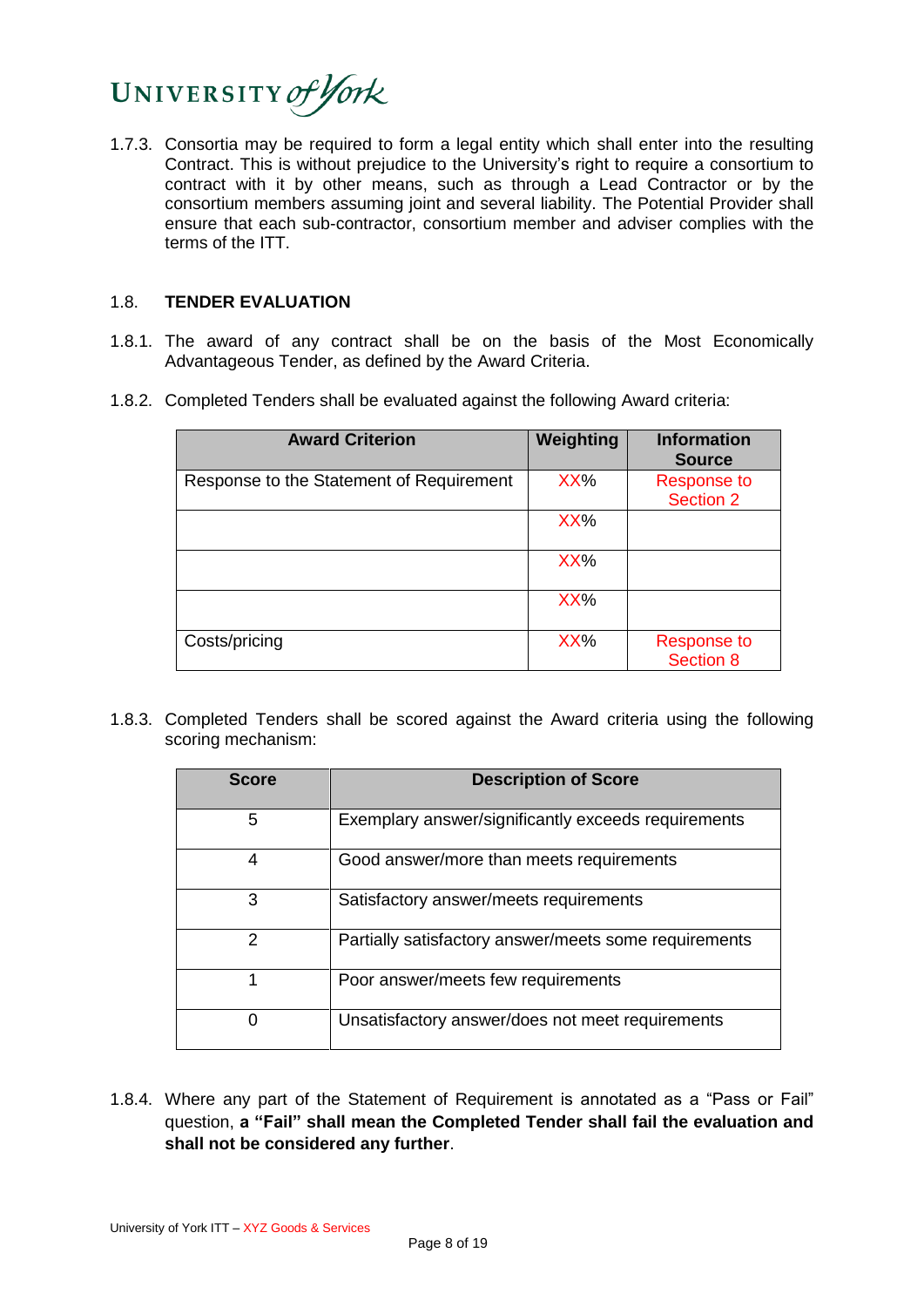1.7.3. Consortia may be required to form a legal entity which shall enter into the resulting Contract. This is without prejudice to the University's right to require a consortium to contract with it by other means, such as through a Lead Contractor or by the consortium members assuming joint and several liability. The Potential Provider shall ensure that each sub-contractor, consortium member and adviser complies with the terms of the ITT.

## 1.8. TENDER EVALUATION

1.8.1. The award of any contract shall be on the basis of the Most Economically Advantageous Tender, as defined by the Award Criteria.

1.8.2. Completed Tenders shall be evaluated against the following Award criteria:

| Award Criterion | Weighting | Information Source |
|---|---|---|
| Response to the Statement of Requirement | XX% | Response to Section 2 |
| | XX% | |
| | XX% | |
| | XX% | |
| Costs/pricing | XX% | Response to Section 8 |

1.8.3. Completed Tenders shall be scored against the Award criteria using the following scoring mechanism:

| Score | Description of Score |
|---|---|
| 5 | Exemplary answer/significantly exceeds requirements |
| 4 | Good answer/more than meets requirements |
| 3 | Satisfactory answer/meets requirements |
| 2 | Partially satisfactory answer/meets some requirements |
| 1 | Poor answer/meets few requirements |
| 0 | Unsatisfactory answer/does not meet requirements |

1.8.4. Where any part of the Statement of Requirement is annotated as a "Pass or Fail" question, **a "Fail" shall mean the Completed Tender shall fail the evaluation and shall not be considered any further**.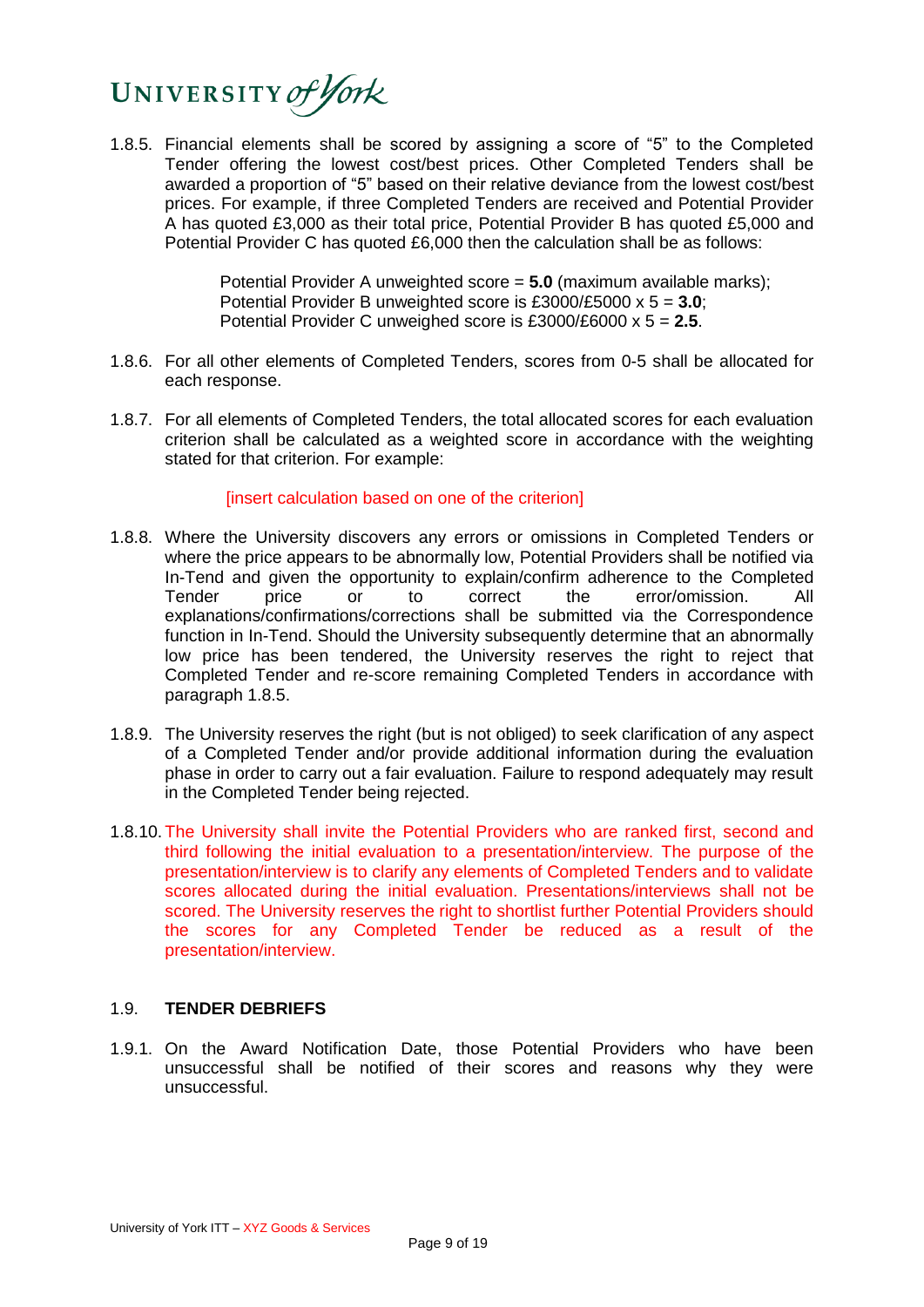1.8.5. Financial elements shall be scored by assigning a score of "5" to the Completed Tender offering the lowest cost/best prices. Other Completed Tenders shall be awarded a proportion of "5" based on their relative deviance from the lowest cost/best prices. For example, if three Completed Tenders are received and Potential Provider A has quoted £3,000 as their total price, Potential Provider B has quoted £5,000 and Potential Provider C has quoted £6,000 then the calculation shall be as follows:

> Potential Provider A unweighted score = **5.0** (maximum available marks);
> Potential Provider B unweighted score is £3000/£5000 x 5 = **3.0**;
> Potential Provider C unweighed score is £3000/£6000 x 5 = **2.5**.

1.8.6. For all other elements of Completed Tenders, scores from 0-5 shall be allocated for each response.

1.8.7. For all elements of Completed Tenders, the total allocated scores for each evaluation criterion shall be calculated as a weighted score in accordance with the weighting stated for that criterion. For example:

> [insert calculation based on one of the criterion]

1.8.8. Where the University discovers any errors or omissions in Completed Tenders or where the price appears to be abnormally low, Potential Providers shall be notified via In-Tend and given the opportunity to explain/confirm adherence to the Completed Tender price or to correct the error/omission. All explanations/confirmations/corrections shall be submitted via the Correspondence function in In-Tend. Should the University subsequently determine that an abnormally low price has been tendered, the University reserves the right to reject that Completed Tender and re-score remaining Completed Tenders in accordance with paragraph 1.8.5.

1.8.9. The University reserves the right (but is not obliged) to seek clarification of any aspect of a Completed Tender and/or provide additional information during the evaluation phase in order to carry out a fair evaluation. Failure to respond adequately may result in the Completed Tender being rejected.

1.8.10. The University shall invite the Potential Providers who are ranked first, second and third following the initial evaluation to a presentation/interview. The purpose of the presentation/interview is to clarify any elements of Completed Tenders and to validate scores allocated during the initial evaluation. Presentations/interviews shall not be scored. The University reserves the right to shortlist further Potential Providers should the scores for any Completed Tender be reduced as a result of the presentation/interview.

## 1.9. TENDER DEBRIEFS

1.9.1. On the Award Notification Date, those Potential Providers who have been unsuccessful shall be notified of their scores and reasons why they were unsuccessful.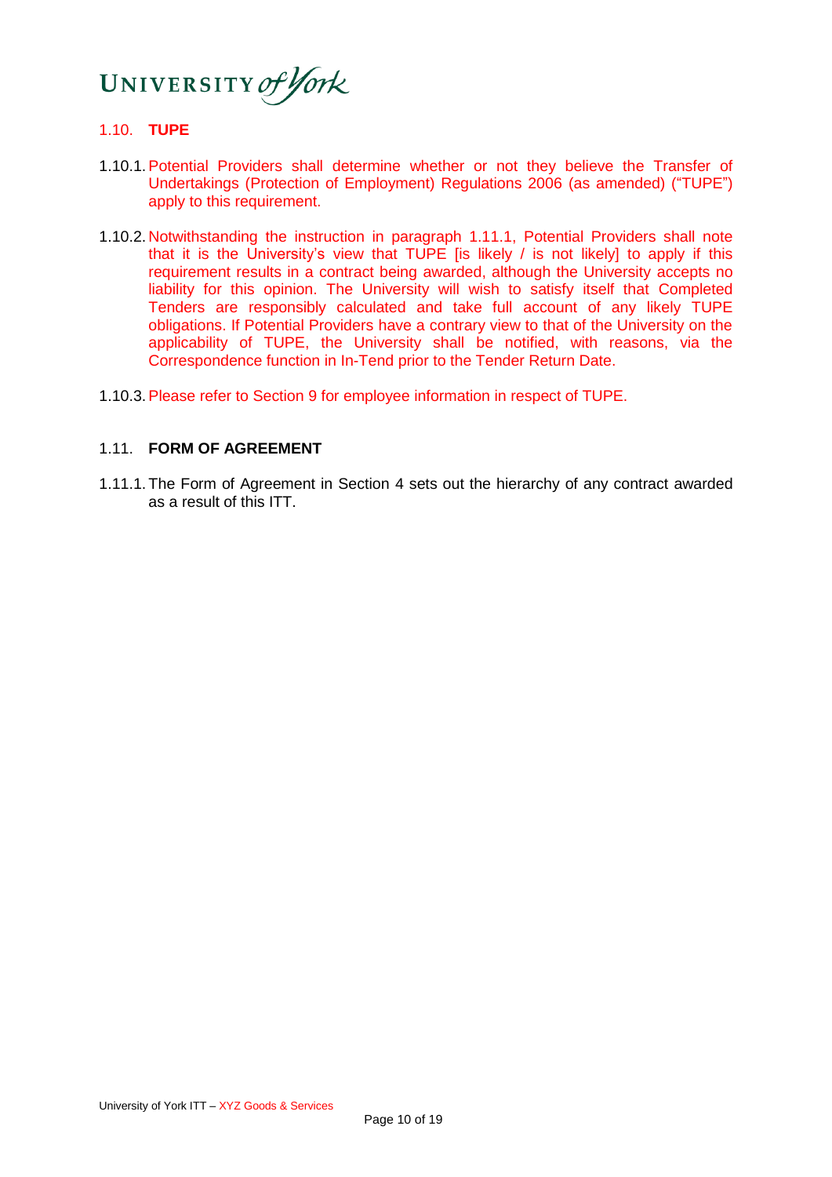## 1.10. TUPE

1.10.1. Potential Providers shall determine whether or not they believe the Transfer of Undertakings (Protection of Employment) Regulations 2006 (as amended) ("TUPE") apply to this requirement.

1.10.2. Notwithstanding the instruction in paragraph 1.11.1, Potential Providers shall note that it is the University's view that TUPE [is likely / is not likely] to apply if this requirement results in a contract being awarded, although the University accepts no liability for this opinion. The University will wish to satisfy itself that Completed Tenders are responsibly calculated and take full account of any likely TUPE obligations. If Potential Providers have a contrary view to that of the University on the applicability of TUPE, the University shall be notified, with reasons, via the Correspondence function in In-Tend prior to the Tender Return Date.

1.10.3. Please refer to Section 9 for employee information in respect of TUPE.

## 1.11. FORM OF AGREEMENT

1.11.1. The Form of Agreement in Section 4 sets out the hierarchy of any contract awarded as a result of this ITT.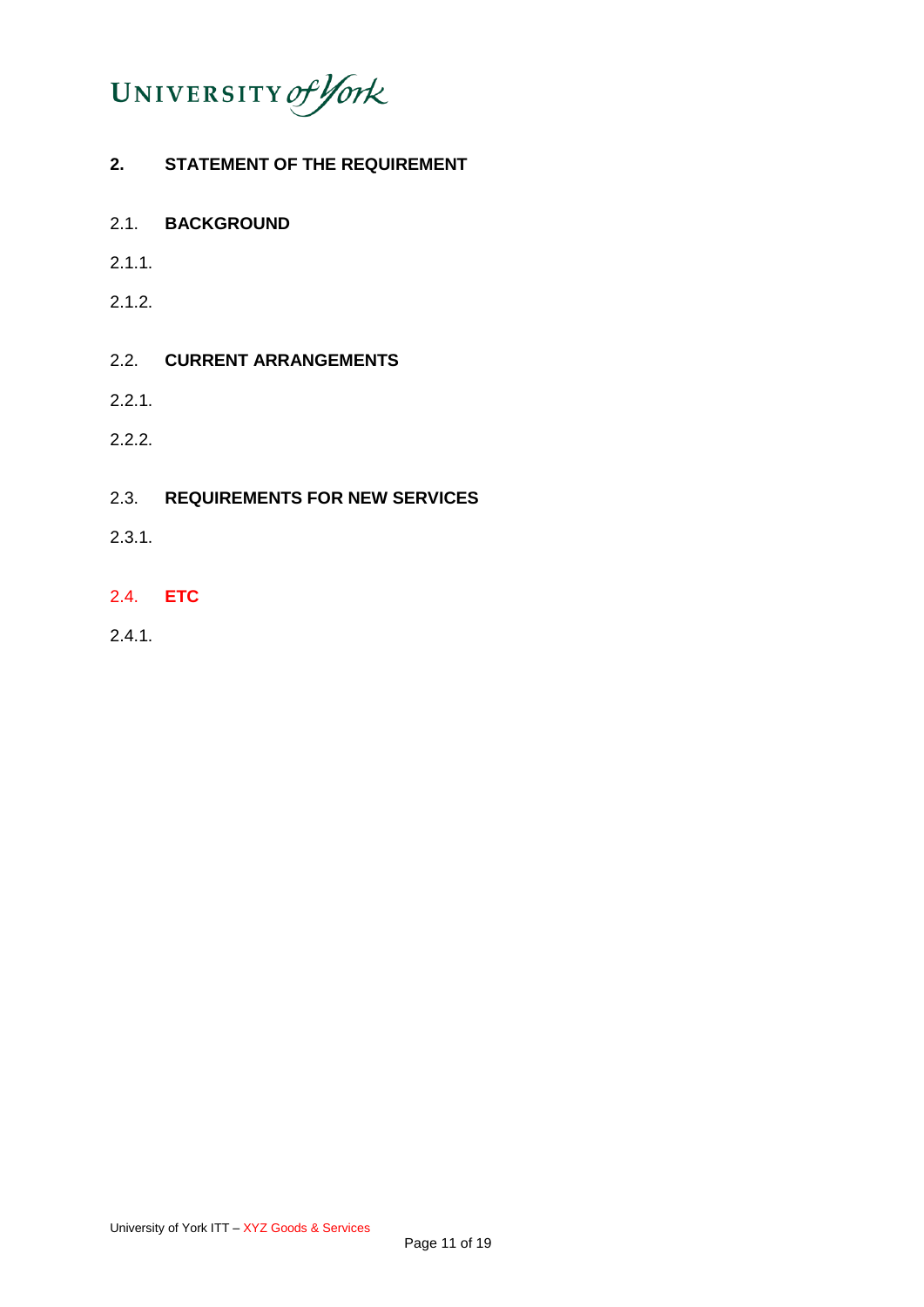## 2. STATEMENT OF THE REQUIREMENT

### 2.1. BACKGROUND

2.1.1.

2.1.2.

### 2.2. CURRENT ARRANGEMENTS

2.2.1.

2.2.2.

### 2.3. REQUIREMENTS FOR NEW SERVICES

2.3.1.

### 2.4. ETC

2.4.1.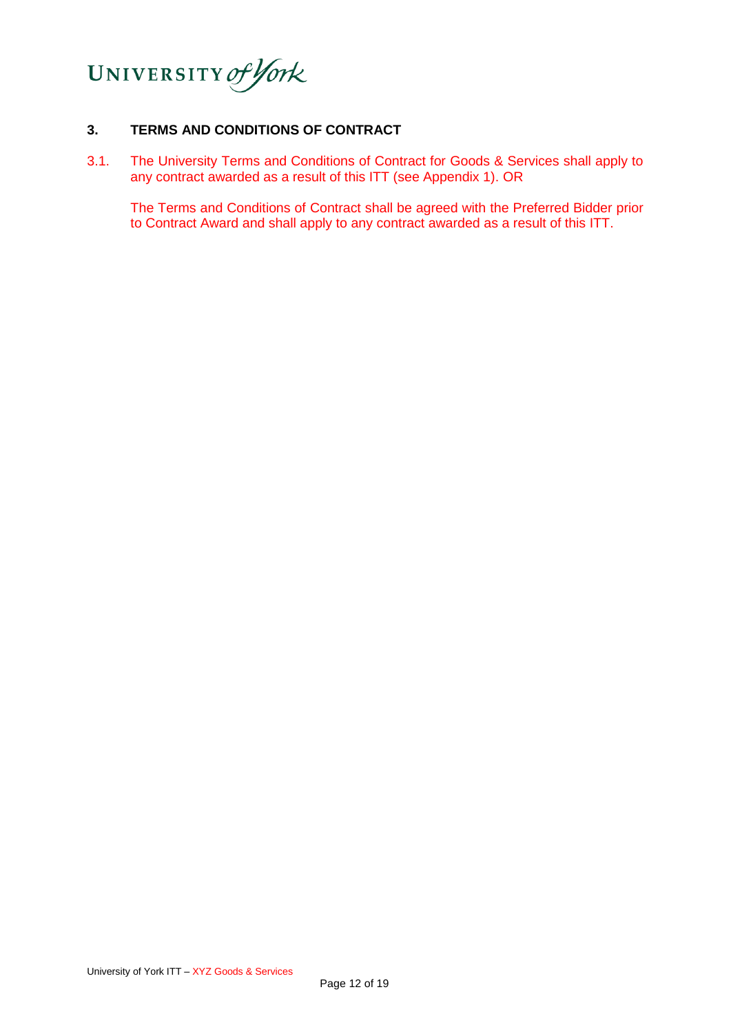## 3. TERMS AND CONDITIONS OF CONTRACT

3.1. The University Terms and Conditions of Contract for Goods & Services shall apply to any contract awarded as a result of this ITT (see Appendix 1). OR

The Terms and Conditions of Contract shall be agreed with the Preferred Bidder prior to Contract Award and shall apply to any contract awarded as a result of this ITT.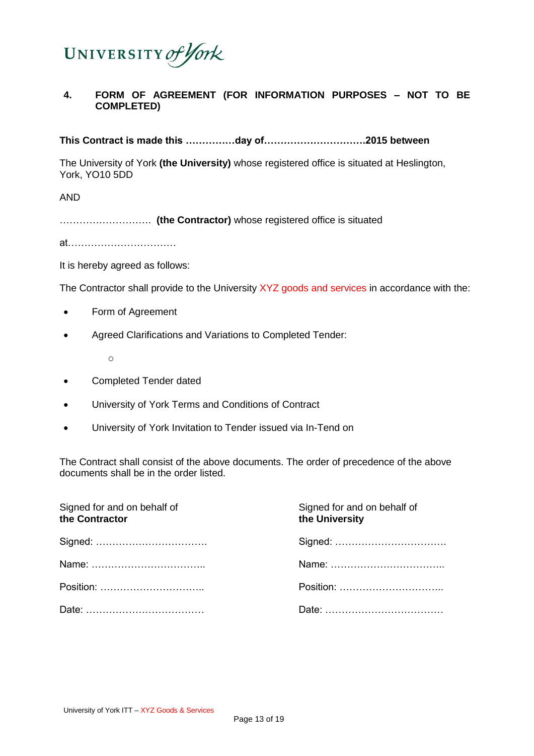UNIVERSITY of York

## 4. FORM OF AGREEMENT (FOR INFORMATION PURPOSES – NOT TO BE COMPLETED)

**This Contract is made this ……………day of………………………….2015 between**

The University of York **(the University)** whose registered office is situated at Heslington, York, YO10 5DD

AND

………………………. **(the Contractor)** whose registered office is situated

at……………………………

It is hereby agreed as follows:

The Contractor shall provide to the University XYZ goods and services in accordance with the:

- Form of Agreement
- Agreed Clarifications and Variations to Completed Tender:
  - 
- Completed Tender dated
- University of York Terms and Conditions of Contract
- University of York Invitation to Tender issued via In-Tend on

The Contract shall consist of the above documents. The order of precedence of the above documents shall be in the order listed.

Signed for and on behalf of
**the Contractor**

Signed: …………………………….

Name: ……………………………..

Position: …………………………..

Date: ………………………………

Signed for and on behalf of
**the University**

Signed: …………………………….

Name: ……………………………..

Position: …………………………..

Date: ………………………………

University of York ITT – XYZ Goods & Services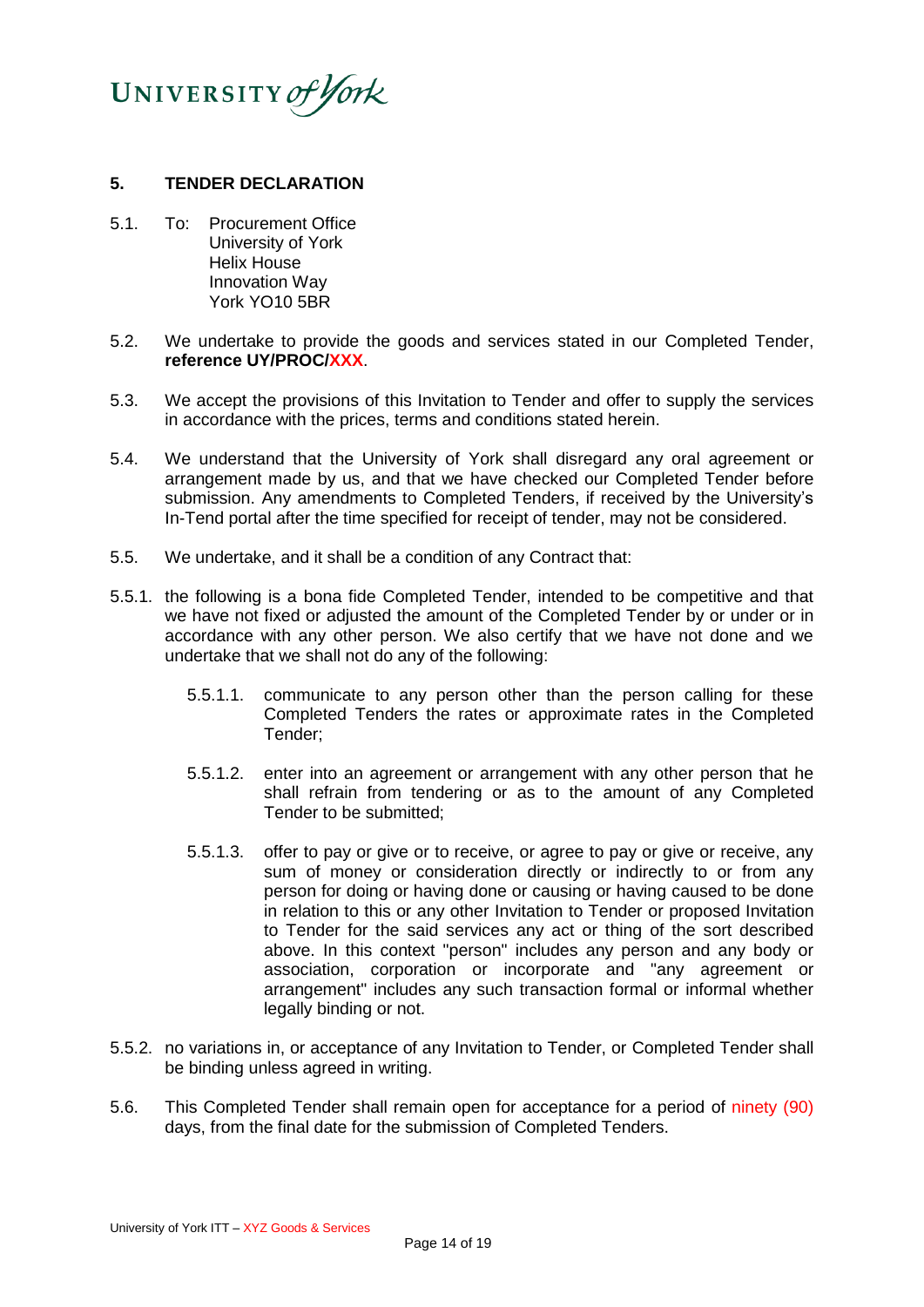## 5. TENDER DECLARATION

5.1. To: Procurement Office
University of York
Helix House
Innovation Way
York YO10 5BR

5.2. We undertake to provide the goods and services stated in our Completed Tender, **reference UY/PROC/XXX**.

5.3. We accept the provisions of this Invitation to Tender and offer to supply the services in accordance with the prices, terms and conditions stated herein.

5.4. We understand that the University of York shall disregard any oral agreement or arrangement made by us, and that we have checked our Completed Tender before submission. Any amendments to Completed Tenders, if received by the University's In-Tend portal after the time specified for receipt of tender, may not be considered.

5.5. We undertake, and it shall be a condition of any Contract that:

5.5.1. the following is a bona fide Completed Tender, intended to be competitive and that we have not fixed or adjusted the amount of the Completed Tender by or under or in accordance with any other person. We also certify that we have not done and we undertake that we shall not do any of the following:

5.5.1.1. communicate to any person other than the person calling for these Completed Tenders the rates or approximate rates in the Completed Tender;

5.5.1.2. enter into an agreement or arrangement with any other person that he shall refrain from tendering or as to the amount of any Completed Tender to be submitted;

5.5.1.3. offer to pay or give or to receive, or agree to pay or give or receive, any sum of money or consideration directly or indirectly to or from any person for doing or having done or causing or having caused to be done in relation to this or any other Invitation to Tender or proposed Invitation to Tender for the said services any act or thing of the sort described above. In this context "person" includes any person and any body or association, corporation or incorporate and "any agreement or arrangement" includes any such transaction formal or informal whether legally binding or not.

5.5.2. no variations in, or acceptance of any Invitation to Tender, or Completed Tender shall be binding unless agreed in writing.

5.6. This Completed Tender shall remain open for acceptance for a period of ninety (90) days, from the final date for the submission of Completed Tenders.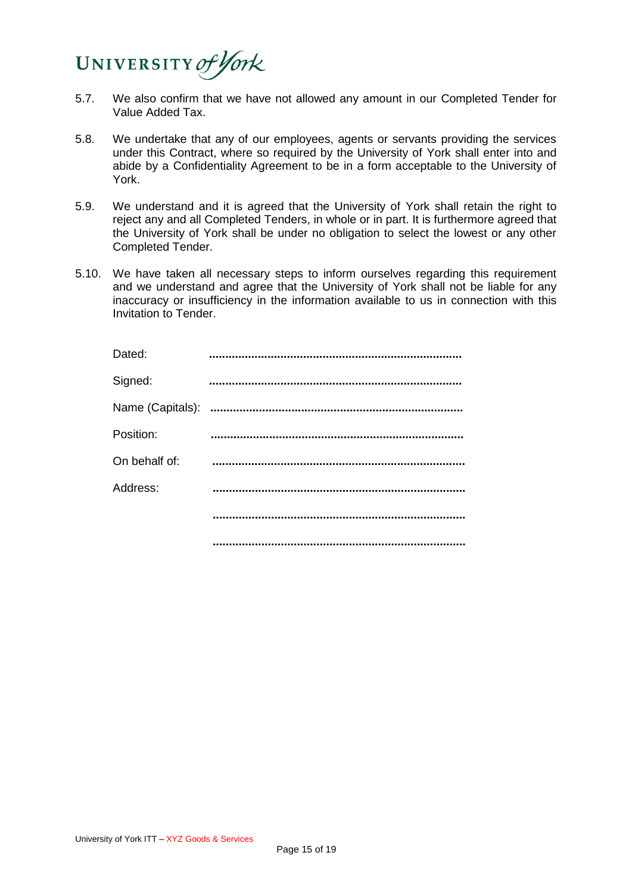5.7. We also confirm that we have not allowed any amount in our Completed Tender for Value Added Tax.

5.8. We undertake that any of our employees, agents or servants providing the services under this Contract, where so required by the University of York shall enter into and abide by a Confidentiality Agreement to be in a form acceptable to the University of York.

5.9. We understand and it is agreed that the University of York shall retain the right to reject any and all Completed Tenders, in whole or in part. It is furthermore agreed that the University of York shall be under no obligation to select the lowest or any other Completed Tender.

5.10. We have taken all necessary steps to inform ourselves regarding this requirement and we understand and agree that the University of York shall not be liable for any inaccuracy or insufficiency in the information available to us in connection with this Invitation to Tender.

Dated: ..............................................................................

Signed: ..............................................................................

Name (Capitals): ..............................................................................

Position: ..............................................................................

On behalf of: ..............................................................................

Address: ..............................................................................

..............................................................................

..............................................................................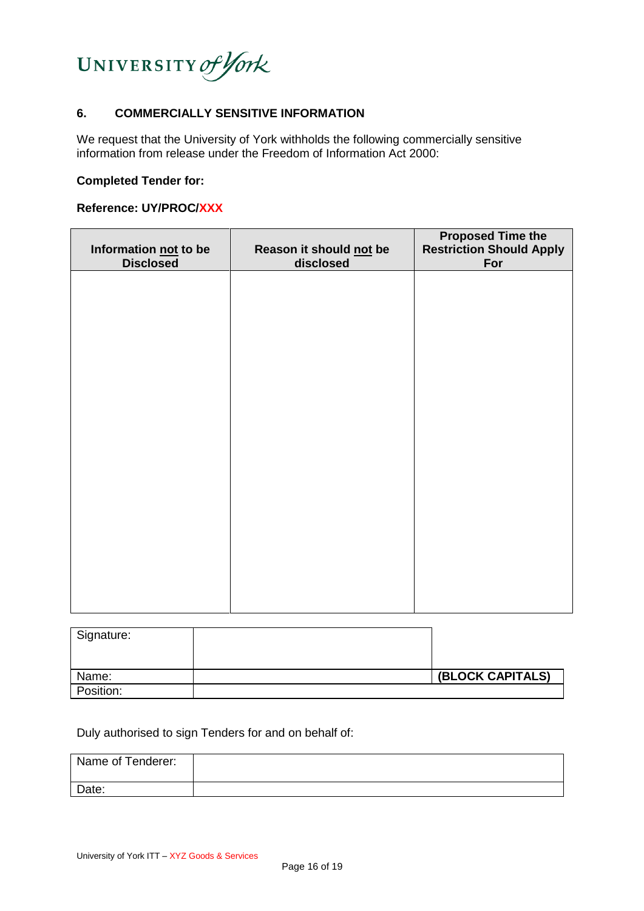## 6. COMMERCIALLY SENSITIVE INFORMATION

We request that the University of York withholds the following commercially sensitive information from release under the Freedom of Information Act 2000:

**Completed Tender for:**

**Reference: UY/PROC/XXX**

| **Information not to be Disclosed** | **Reason it should not be disclosed** | **Proposed Time the Restriction Should Apply For** |
|---|---|---|
| | | |

| Signature: | | |
|---|---|---|
| Name: | | **(BLOCK CAPITALS)** |
| Position: | | |

Duly authorised to sign Tenders for and on behalf of:

| Name of Tenderer: | |
|---|---|
| Date: | |

University of York ITT – XYZ Goods & Services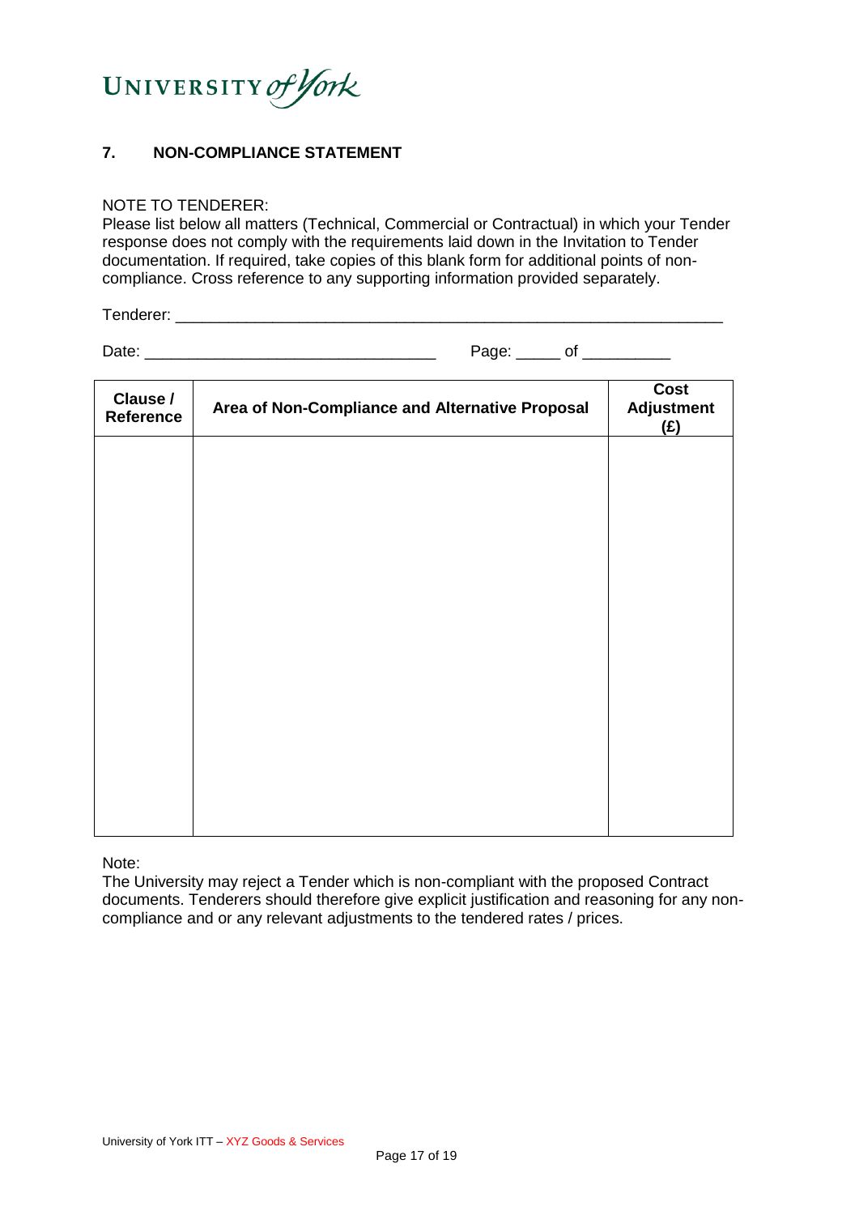## 7. NON-COMPLIANCE STATEMENT

NOTE TO TENDERER:
Please list below all matters (Technical, Commercial or Contractual) in which your Tender response does not comply with the requirements laid down in the Invitation to Tender documentation. If required, take copies of this blank form for additional points of non-compliance. Cross reference to any supporting information provided separately.

Tenderer: ____________________________________________________________

Date: ________________________________ Page: _____ of __________

| Clause / Reference | Area of Non-Compliance and Alternative Proposal | Cost Adjustment (£) |
| --- | --- | --- |
| | | |

Note:
The University may reject a Tender which is non-compliant with the proposed Contract documents. Tenderers should therefore give explicit justification and reasoning for any non-compliance and or any relevant adjustments to the tendered rates / prices.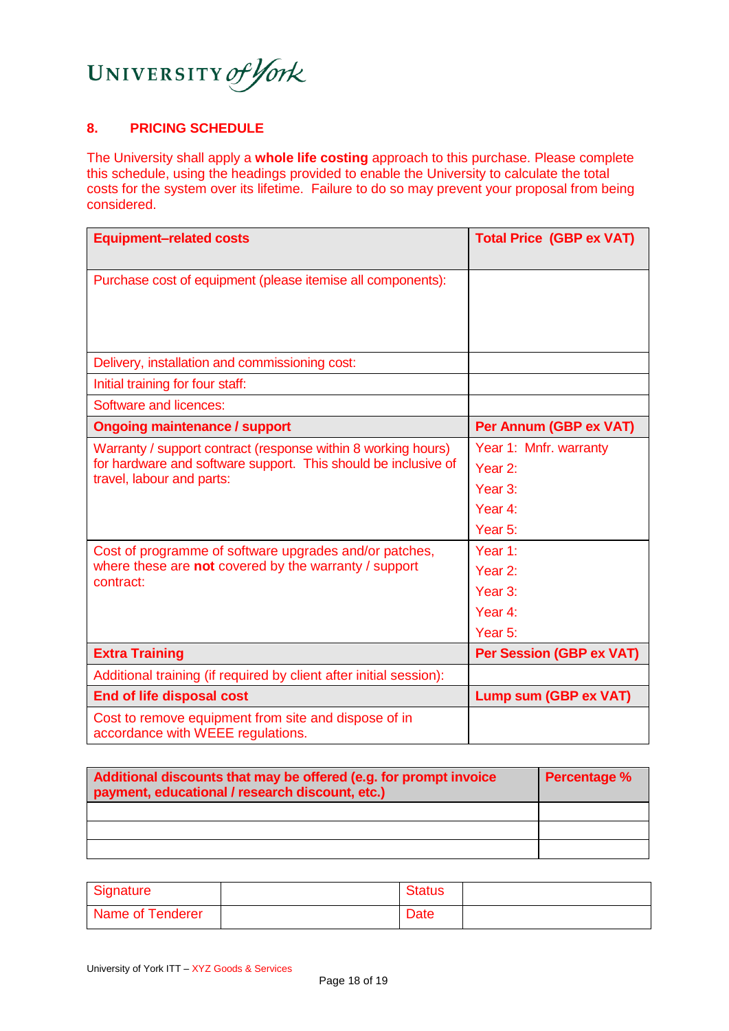## 8. PRICING SCHEDULE

The University shall apply a **whole life costing** approach to this purchase. Please complete this schedule, using the headings provided to enable the University to calculate the total costs for the system over its lifetime. Failure to do so may prevent your proposal from being considered.

| **Equipment–related costs** | **Total Price (GBP ex VAT)** |
|---|---|
| Purchase cost of equipment (please itemise all components): | |
| Delivery, installation and commissioning cost: | |
| Initial training for four staff: | |
| Software and licences: | |
| **Ongoing maintenance / support** | **Per Annum (GBP ex VAT)** |
| Warranty / support contract (response within 8 working hours) for hardware and software support. This should be inclusive of travel, labour and parts: | Year 1: Mnfr. warranty<br>Year 2:<br>Year 3:<br>Year 4:<br>Year 5: |
| Cost of programme of software upgrades and/or patches, where these are **not** covered by the warranty / support contract: | Year 1:<br>Year 2:<br>Year 3:<br>Year 4:<br>Year 5: |
| **Extra Training** | **Per Session (GBP ex VAT)** |
| Additional training (if required by client after initial session): | |
| **End of life disposal cost** | **Lump sum (GBP ex VAT)** |
| Cost to remove equipment from site and dispose of in accordance with WEEE regulations. | |

| **Additional discounts that may be offered (e.g. for prompt invoice payment, educational / research discount, etc.)** | **Percentage %** |
|---|---|
| | |
| | |
| | |

| Signature | | Status | |
|---|---|---|---|
| Name of Tenderer | | Date | |

University of York ITT – XYZ Goods & Services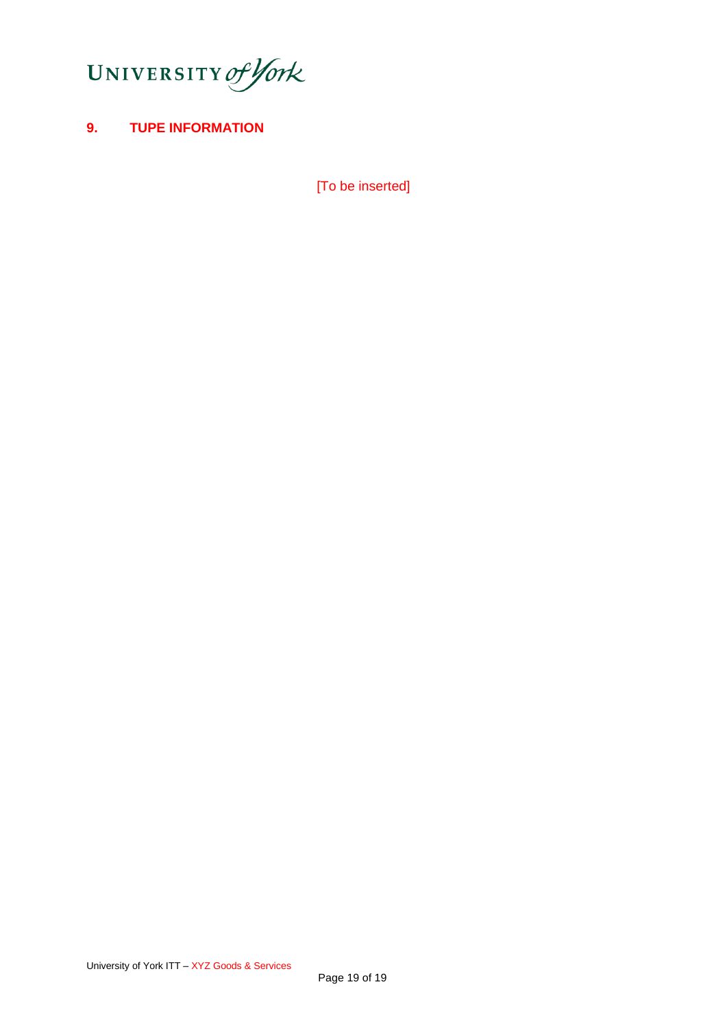## 9. TUPE INFORMATION

[To be inserted]